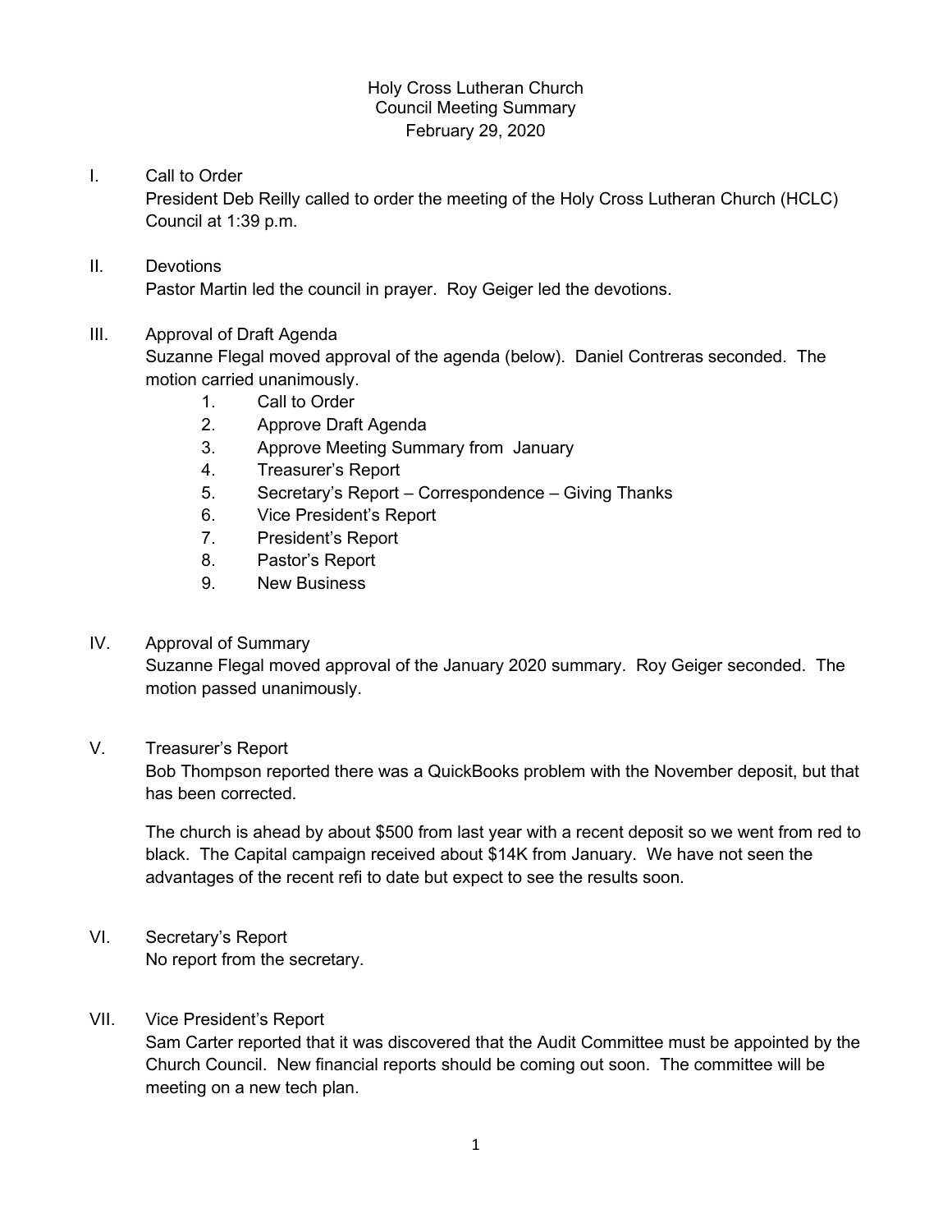# Holy Cross Lutheran Church
## Council Meeting Summary
### February 29, 2020

I. Call to Order

President Deb Reilly called to order the meeting of the Holy Cross Lutheran Church (HCLC) Council at 1:39 p.m.

II. Devotions

Pastor Martin led the council in prayer. Roy Geiger led the devotions.

III. Approval of Draft Agenda

Suzanne Flegal moved approval of the agenda (below). Daniel Contreras seconded. The motion carried unanimously.

1. Call to Order
2. Approve Draft Agenda
3. Approve Meeting Summary from January
4. Treasurer's Report
5. Secretary's Report – Correspondence – Giving Thanks
6. Vice President's Report
7. President's Report
8. Pastor's Report
9. New Business

IV. Approval of Summary

Suzanne Flegal moved approval of the January 2020 summary. Roy Geiger seconded. The motion passed unanimously.

V. Treasurer's Report

Bob Thompson reported there was a QuickBooks problem with the November deposit, but that has been corrected.

The church is ahead by about $500 from last year with a recent deposit so we went from red to black. The Capital campaign received about $14K from January. We have not seen the advantages of the recent refi to date but expect to see the results soon.

VI. Secretary's Report

No report from the secretary.

VII. Vice President's Report

Sam Carter reported that it was discovered that the Audit Committee must be appointed by the Church Council. New financial reports should be coming out soon. The committee will be meeting on a new tech plan.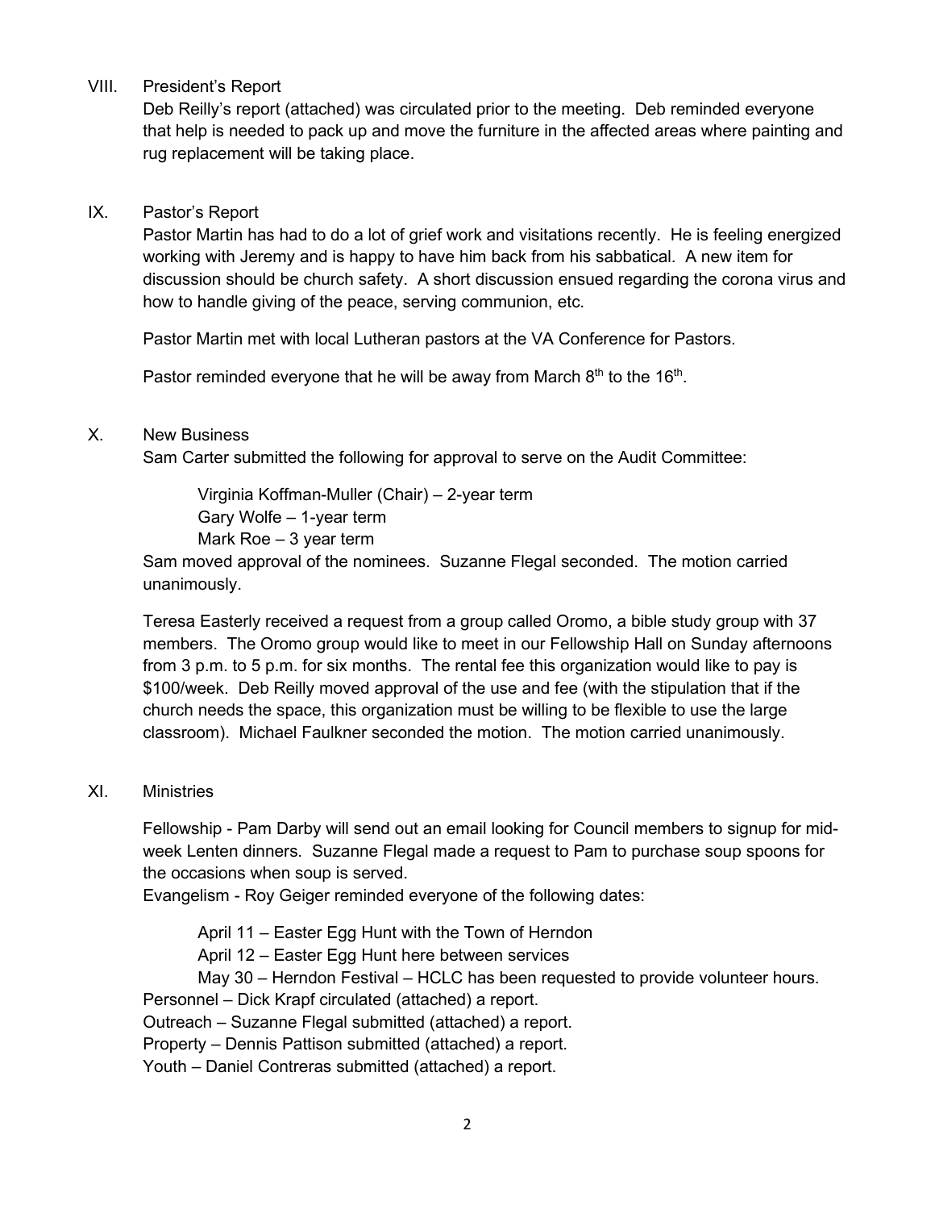VIII. President's Report

Deb Reilly's report (attached) was circulated prior to the meeting. Deb reminded everyone that help is needed to pack up and move the furniture in the affected areas where painting and rug replacement will be taking place.

IX. Pastor's Report

Pastor Martin has had to do a lot of grief work and visitations recently. He is feeling energized working with Jeremy and is happy to have him back from his sabbatical. A new item for discussion should be church safety. A short discussion ensued regarding the corona virus and how to handle giving of the peace, serving communion, etc.

Pastor Martin met with local Lutheran pastors at the VA Conference for Pastors.

Pastor reminded everyone that he will be away from March 8th to the 16th.

X. New Business

Sam Carter submitted the following for approval to serve on the Audit Committee:

Virginia Koffman-Muller (Chair) – 2-year term
Gary Wolfe – 1-year term
Mark Roe – 3 year term

Sam moved approval of the nominees. Suzanne Flegal seconded. The motion carried unanimously.

Teresa Easterly received a request from a group called Oromo, a bible study group with 37 members. The Oromo group would like to meet in our Fellowship Hall on Sunday afternoons from 3 p.m. to 5 p.m. for six months. The rental fee this organization would like to pay is $100/week. Deb Reilly moved approval of the use and fee (with the stipulation that if the church needs the space, this organization must be willing to be flexible to use the large classroom). Michael Faulkner seconded the motion. The motion carried unanimously.

XI. Ministries

Fellowship - Pam Darby will send out an email looking for Council members to signup for mid-week Lenten dinners. Suzanne Flegal made a request to Pam to purchase soup spoons for the occasions when soup is served.

Evangelism - Roy Geiger reminded everyone of the following dates:

April 11 – Easter Egg Hunt with the Town of Herndon
April 12 – Easter Egg Hunt here between services
May 30 – Herndon Festival – HCLC has been requested to provide volunteer hours.

Personnel – Dick Krapf circulated (attached) a report.
Outreach – Suzanne Flegal submitted (attached) a report.
Property – Dennis Pattison submitted (attached) a report.
Youth – Daniel Contreras submitted (attached) a report.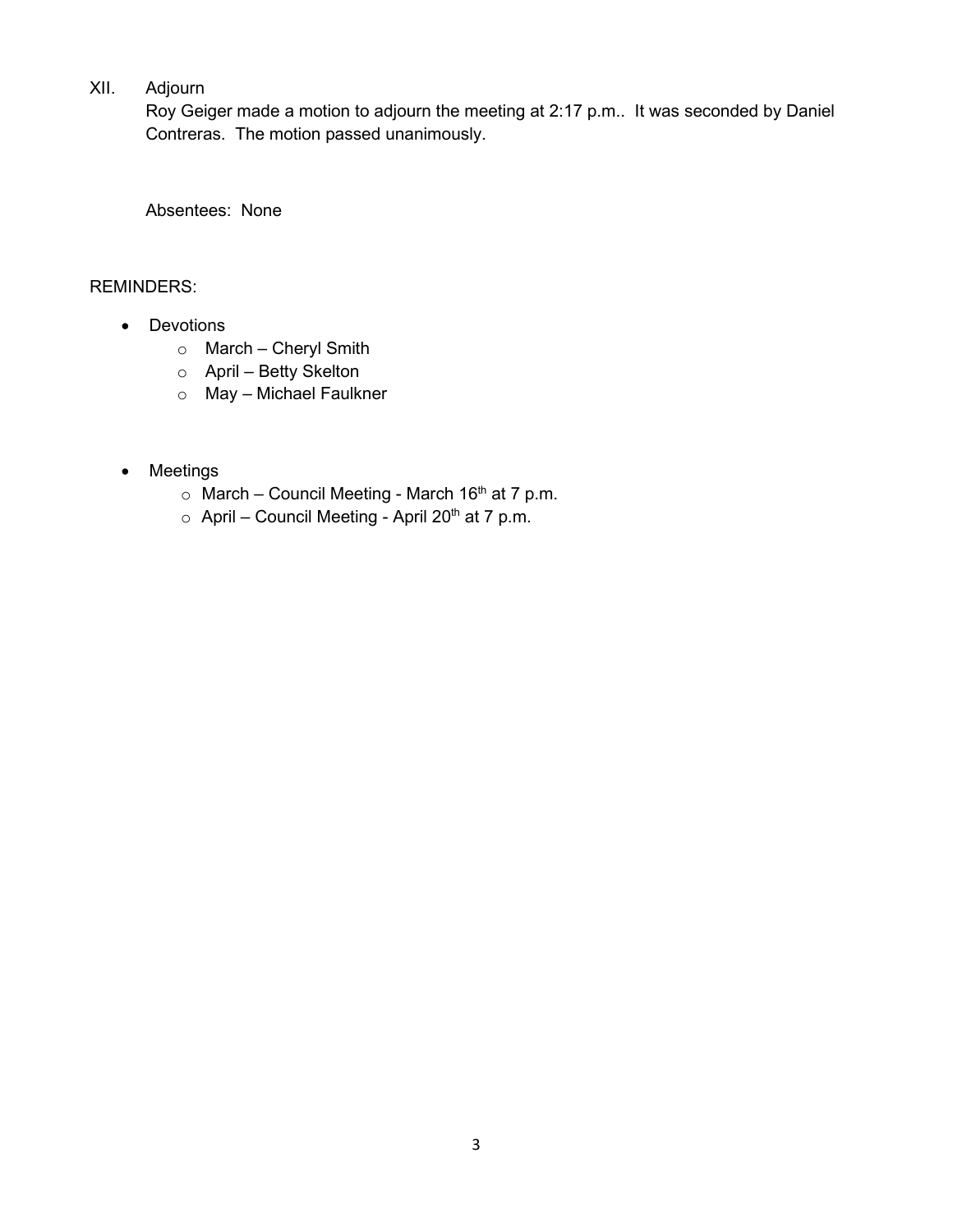XII. Adjourn

Roy Geiger made a motion to adjourn the meeting at 2:17 p.m.. It was seconded by Daniel Contreras. The motion passed unanimously.

Absentees: None

REMINDERS:

- Devotions
  - March – Cheryl Smith
  - April – Betty Skelton
  - May – Michael Faulkner

- Meetings
  - March – Council Meeting - March 16th at 7 p.m.
  - April – Council Meeting - April 20th at 7 p.m.